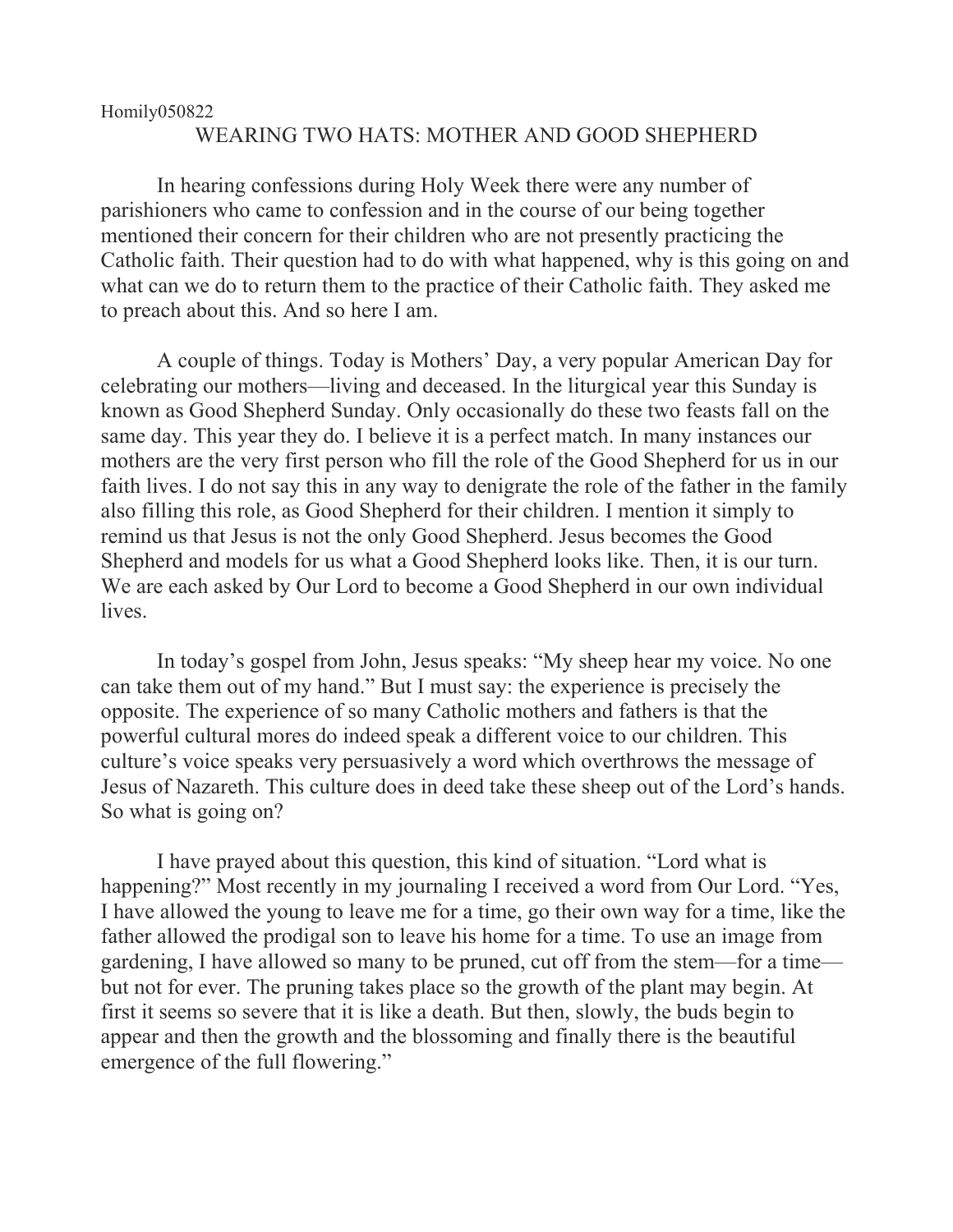Homily050822

# WEARING TWO HATS: MOTHER AND GOOD SHEPHERD

In hearing confessions during Holy Week there were any number of parishioners who came to confession and in the course of our being together mentioned their concern for their children who are not presently practicing the Catholic faith. Their question had to do with what happened, why is this going on and what can we do to return them to the practice of their Catholic faith. They asked me to preach about this. And so here I am.

A couple of things. Today is Mothers' Day, a very popular American Day for celebrating our mothers—living and deceased. In the liturgical year this Sunday is known as Good Shepherd Sunday. Only occasionally do these two feasts fall on the same day. This year they do. I believe it is a perfect match. In many instances our mothers are the very first person who fill the role of the Good Shepherd for us in our faith lives. I do not say this in any way to denigrate the role of the father in the family also filling this role, as Good Shepherd for their children. I mention it simply to remind us that Jesus is not the only Good Shepherd. Jesus becomes the Good Shepherd and models for us what a Good Shepherd looks like. Then, it is our turn. We are each asked by Our Lord to become a Good Shepherd in our own individual lives.

In today's gospel from John, Jesus speaks: "My sheep hear my voice. No one can take them out of my hand." But I must say: the experience is precisely the opposite. The experience of so many Catholic mothers and fathers is that the powerful cultural mores do indeed speak a different voice to our children. This culture's voice speaks very persuasively a word which overthrows the message of Jesus of Nazareth. This culture does in deed take these sheep out of the Lord's hands. So what is going on?

I have prayed about this question, this kind of situation. "Lord what is happening?" Most recently in my journaling I received a word from Our Lord. "Yes, I have allowed the young to leave me for a time, go their own way for a time, like the father allowed the prodigal son to leave his home for a time. To use an image from gardening, I have allowed so many to be pruned, cut off from the stem—for a time—but not for ever. The pruning takes place so the growth of the plant may begin. At first it seems so severe that it is like a death. But then, slowly, the buds begin to appear and then the growth and the blossoming and finally there is the beautiful emergence of the full flowering."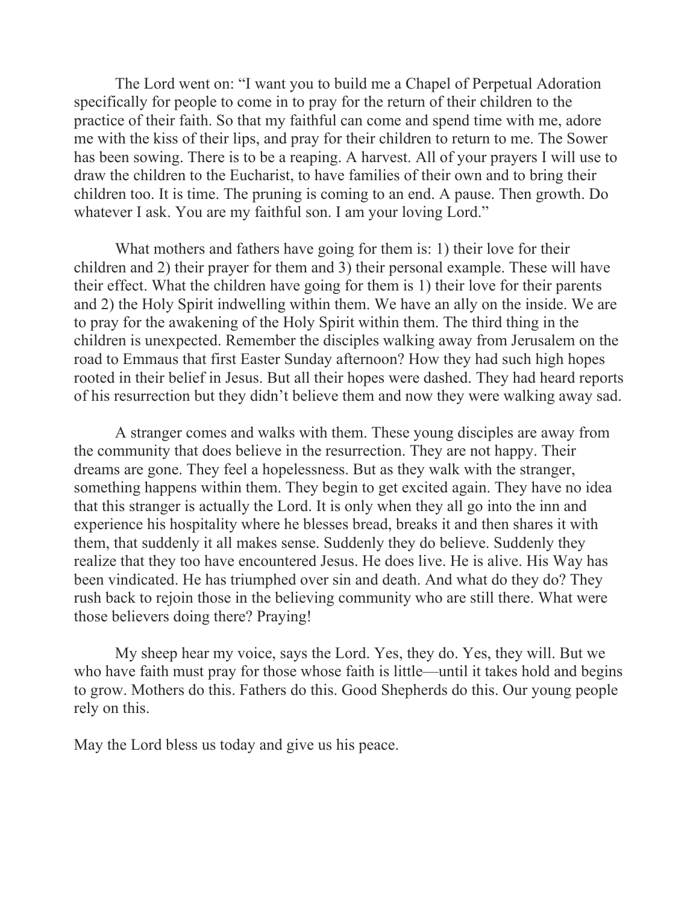The Lord went on: "I want you to build me a Chapel of Perpetual Adoration specifically for people to come in to pray for the return of their children to the practice of their faith. So that my faithful can come and spend time with me, adore me with the kiss of their lips, and pray for their children to return to me. The Sower has been sowing. There is to be a reaping. A harvest. All of your prayers I will use to draw the children to the Eucharist, to have families of their own and to bring their children too. It is time. The pruning is coming to an end. A pause. Then growth. Do whatever I ask. You are my faithful son. I am your loving Lord."

What mothers and fathers have going for them is: 1) their love for their children and 2) their prayer for them and 3) their personal example. These will have their effect. What the children have going for them is 1) their love for their parents and 2) the Holy Spirit indwelling within them. We have an ally on the inside. We are to pray for the awakening of the Holy Spirit within them. The third thing in the children is unexpected. Remember the disciples walking away from Jerusalem on the road to Emmaus that first Easter Sunday afternoon? How they had such high hopes rooted in their belief in Jesus. But all their hopes were dashed. They had heard reports of his resurrection but they didn't believe them and now they were walking away sad.

A stranger comes and walks with them. These young disciples are away from the community that does believe in the resurrection. They are not happy. Their dreams are gone. They feel a hopelessness. But as they walk with the stranger, something happens within them. They begin to get excited again. They have no idea that this stranger is actually the Lord. It is only when they all go into the inn and experience his hospitality where he blesses bread, breaks it and then shares it with them, that suddenly it all makes sense. Suddenly they do believe. Suddenly they realize that they too have encountered Jesus. He does live. He is alive. His Way has been vindicated. He has triumphed over sin and death. And what do they do? They rush back to rejoin those in the believing community who are still there. What were those believers doing there? Praying!

My sheep hear my voice, says the Lord. Yes, they do. Yes, they will. But we who have faith must pray for those whose faith is little—until it takes hold and begins to grow. Mothers do this. Fathers do this. Good Shepherds do this. Our young people rely on this.

May the Lord bless us today and give us his peace.